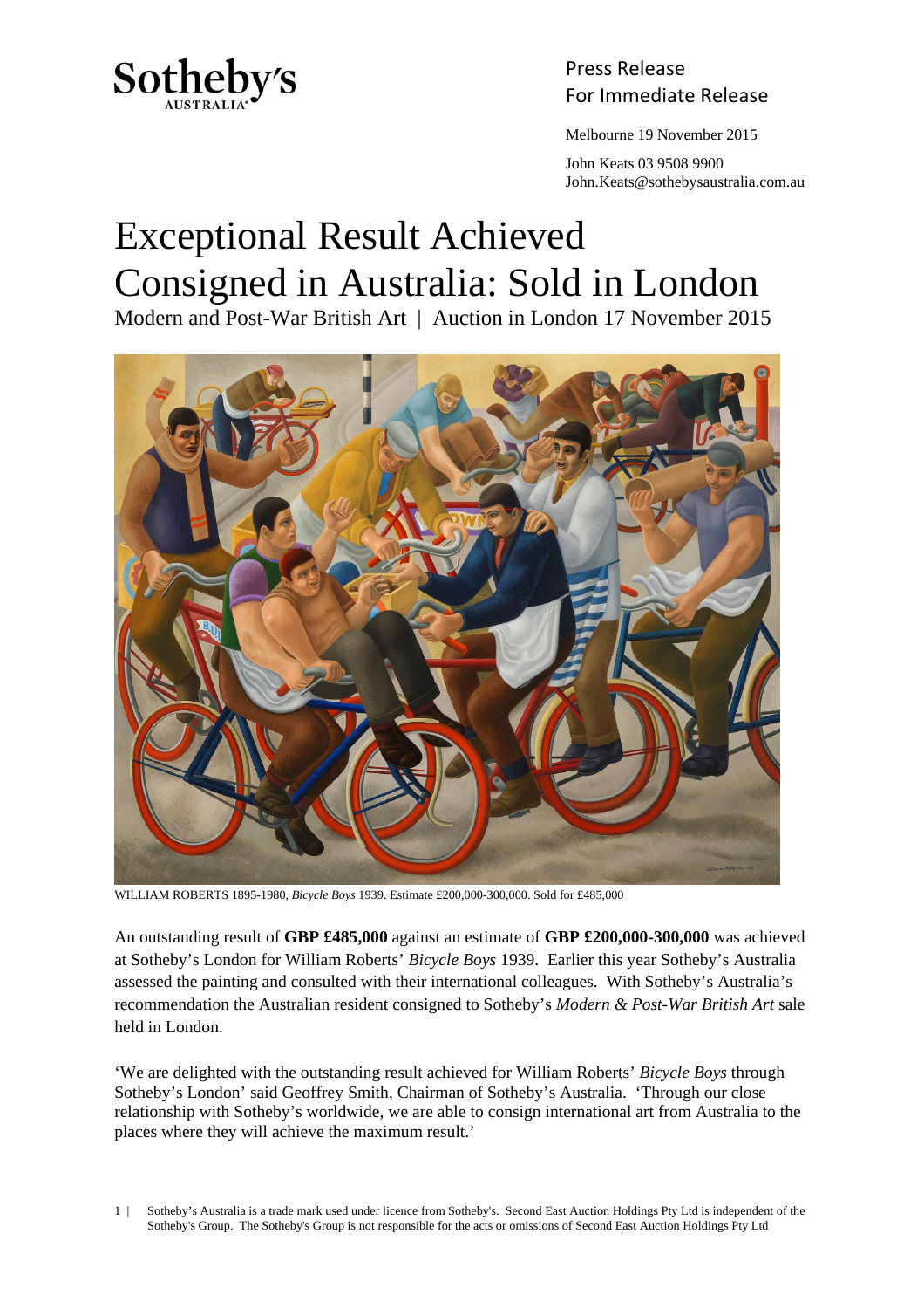Sotheby's
AUSTRALIA

Press Release
For Immediate Release

Melbourne 19 November 2015

John Keats 03 9508 9900
John.Keats@sothebysaustralia.com.au

# Exceptional Result Achieved Consigned in Australia: Sold in London

Modern and Post-War British Art | Auction in London 17 November 2015

WILLIAM ROBERTS 1895-1980, *Bicycle Boys* 1939. Estimate £200,000-300,000. Sold for £485,000

An outstanding result of **GBP £485,000** against an estimate of **GBP £200,000-300,000** was achieved at Sotheby's London for William Roberts' *Bicycle Boys* 1939. Earlier this year Sotheby's Australia assessed the painting and consulted with their international colleagues. With Sotheby's Australia's recommendation the Australian resident consigned to Sotheby's *Modern & Post-War British Art* sale held in London.

'We are delighted with the outstanding result achieved for William Roberts' *Bicycle Boys* through Sotheby's London' said Geoffrey Smith, Chairman of Sotheby's Australia. 'Through our close relationship with Sotheby's worldwide, we are able to consign international art from Australia to the places where they will achieve the maximum result.'

Sotheby's Australia is a trade mark used under licence from Sotheby's. Second East Auction Holdings Pty Ltd is independent of the Sotheby's Group. The Sotheby's Group is not responsible for the acts or omissions of Second East Auction Holdings Pty Ltd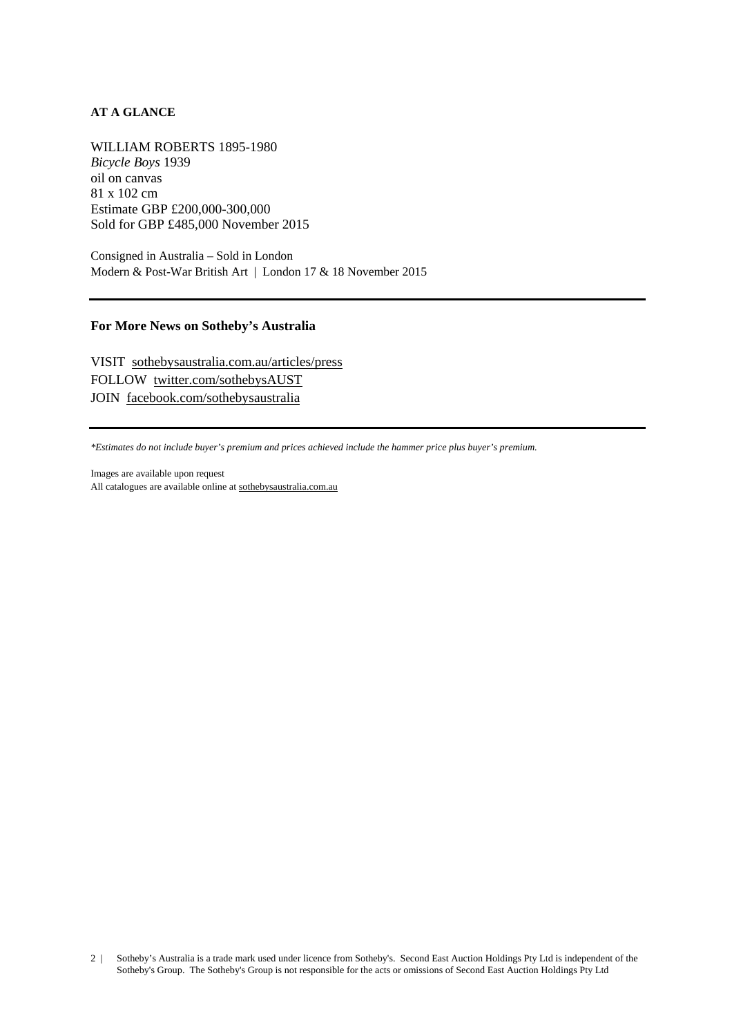**AT A GLANCE**

WILLIAM ROBERTS 1895-1980
*Bicycle Boys* 1939
oil on canvas
81 x 102 cm
Estimate GBP £200,000-300,000
Sold for GBP £485,000 November 2015

Consigned in Australia – Sold in London
Modern & Post-War British Art | London 17 & 18 November 2015

---

**For More News on Sotheby's Australia**

VISIT sothebysaustralia.com.au/articles/press
FOLLOW twitter.com/sothebysAUST
JOIN facebook.com/sothebysaustralia

---

*\*Estimates do not include buyer's premium and prices achieved include the hammer price plus buyer's premium.*

Images are available upon request
All catalogues are available online at sothebysaustralia.com.au

Sotheby's Australia is a trade mark used under licence from Sotheby's. Second East Auction Holdings Pty Ltd is independent of the Sotheby's Group. The Sotheby's Group is not responsible for the acts or omissions of Second East Auction Holdings Pty Ltd